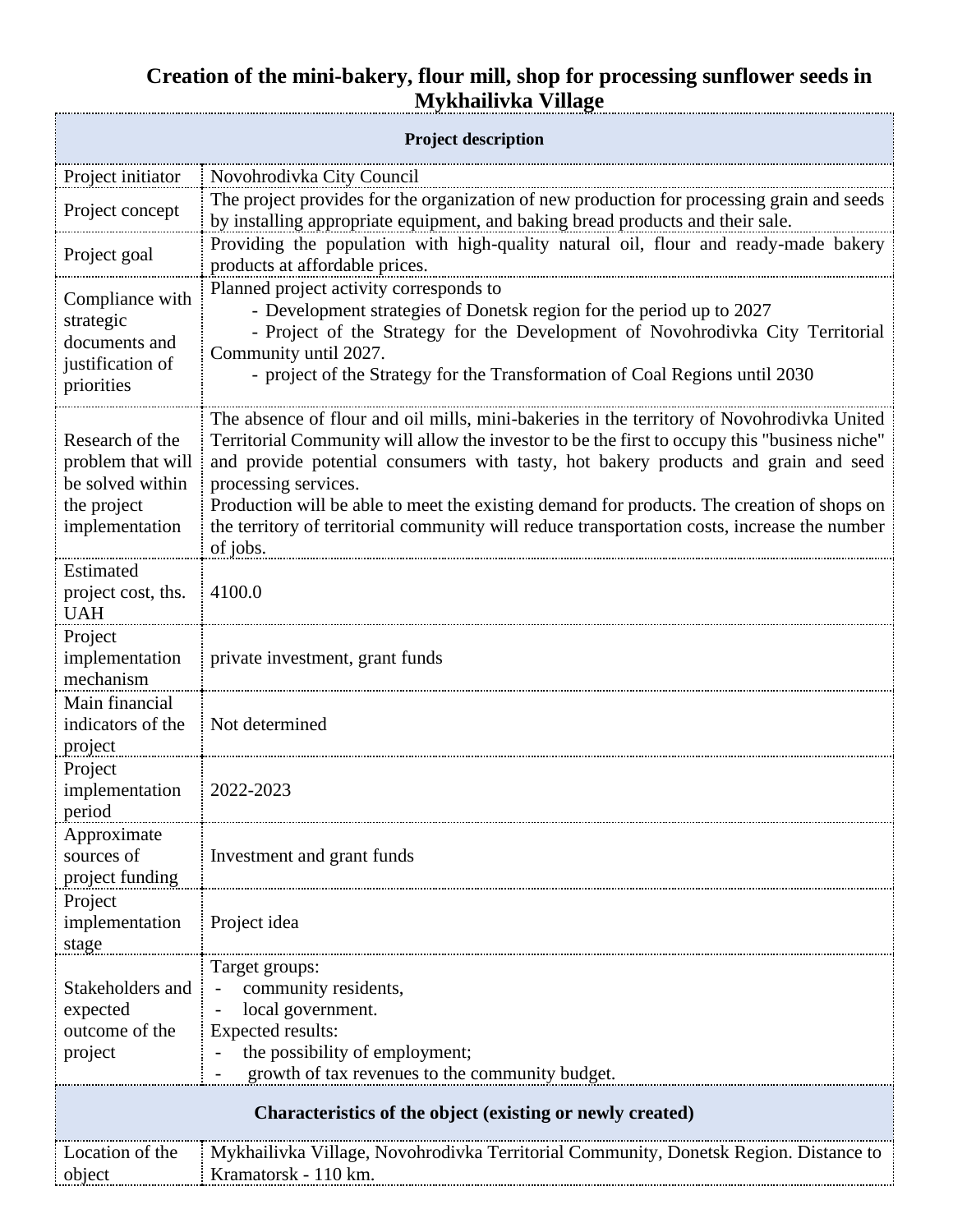# Creation of the mini-bakery, flour mill, shop for processing sunflower seeds in Mykhailivka Village

| Project description | |
|---|---|
| Project initiator | Novohrodivka City Council |
| Project concept | The project provides for the organization of new production for processing grain and seeds by installing appropriate equipment, and baking bread products and their sale. |
| Project goal | Providing the population with high-quality natural oil, flour and ready-made bakery products at affordable prices. |
| Compliance with strategic documents and justification of priorities | Planned project activity corresponds to<br>- Development strategies of Donetsk region for the period up to 2027<br>- Project of the Strategy for the Development of Novohrodivka City Territorial Community until 2027.<br>- project of the Strategy for the Transformation of Coal Regions until 2030 |
| Research of the problem that will be solved within the project implementation | The absence of flour and oil mills, mini-bakeries in the territory of Novohrodivka United Territorial Community will allow the investor to be the first to occupy this "business niche" and provide potential consumers with tasty, hot bakery products and grain and seed processing services.<br>Production will be able to meet the existing demand for products. The creation of shops on the territory of territorial community will reduce transportation costs, increase the number of jobs. |
| Estimated project cost, ths. UAH | 4100.0 |
| Project implementation mechanism | private investment, grant funds |
| Main financial indicators of the project | Not determined |
| Project implementation period | 2022-2023 |
| Approximate sources of project funding | Investment and grant funds |
| Project implementation stage | Project idea |
| Stakeholders and expected outcome of the project | Target groups:<br>- community residents,<br>- local government.<br>Expected results:<br>- the possibility of employment;<br>- growth of tax revenues to the community budget. |
| **Characteristics of the object (existing or newly created)** | |
| Location of the object | Mykhailivka Village, Novohrodivka Territorial Community, Donetsk Region. Distance to Kramatorsk - 110 km. |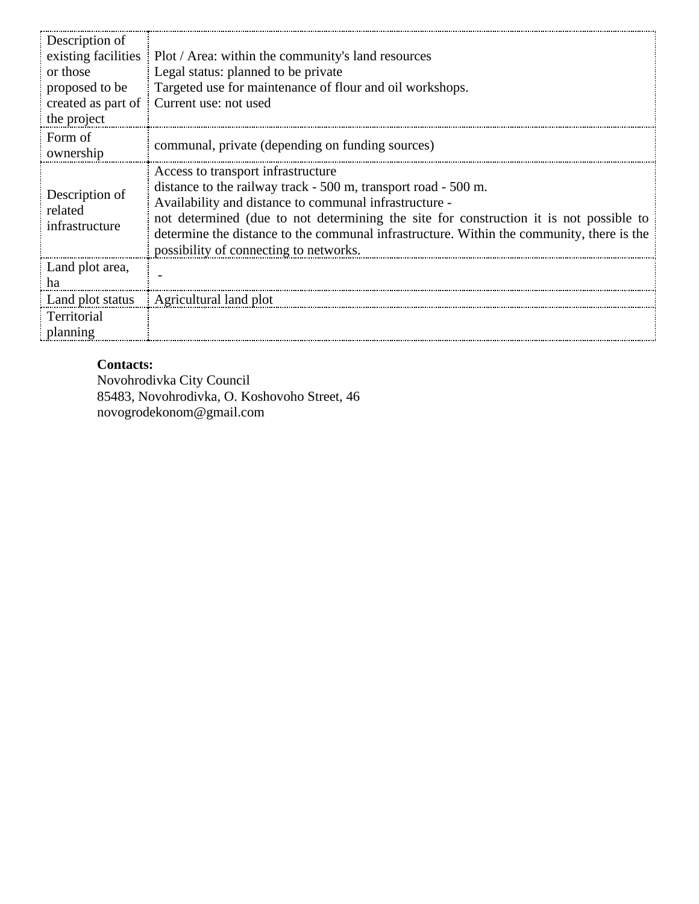| | |
|---|---|
| Description of existing facilities or those proposed to be created as part of the project | Plot / Area: within the community's land resources<br>Legal status: planned to be private<br>Targeted use for maintenance of flour and oil workshops.<br>Current use: not used |
| Form of ownership | communal, private (depending on funding sources) |
| Description of related infrastructure | Access to transport infrastructure<br>distance to the railway track - 500 m, transport road - 500 m.<br>Availability and distance to communal infrastructure -<br>not determined (due to not determining the site for construction it is not possible to determine the distance to the communal infrastructure. Within the community, there is the possibility of connecting to networks. |
| Land plot area, ha | - |
| Land plot status | Agricultural land plot |
| Territorial planning | |

**Contacts:**
Novohrodivka City Council
85483, Novohrodivka, O. Koshovoho Street, 46
novogrodekonom@gmail.com